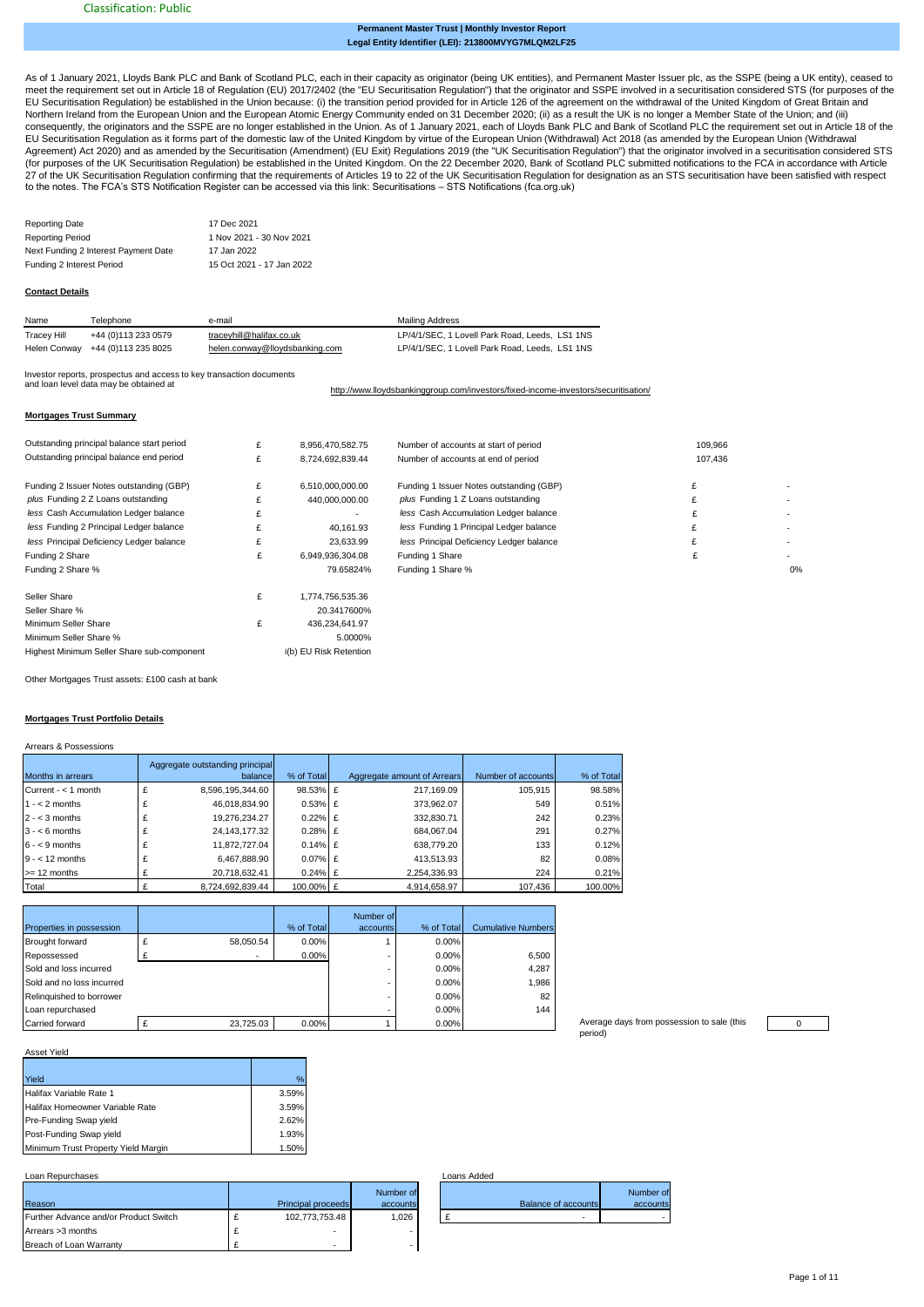Classification: Public

**Permanent Master Trust | Monthly Investor Report**
**Legal Entity Identifier (LEI): 213800MVYG7MLQM2LF25**

As of 1 January 2021, Lloyds Bank PLC and Bank of Scotland PLC, each in their capacity as originator (being UK entities), and Permanent Master Issuer plc, as the SSPE (being a UK entity), ceased to meet the requirement set out in Article 18 of Regulation (EU) 2017/2402 (the "EU Securitisation Regulation") that the originator and SSPE involved in a securitisation considered STS (for purposes of the EU Securitisation Regulation) be established in the Union because: (i) the transition period provided for in Article 126 of the agreement on the withdrawal of the United Kingdom of Great Britain and Northern Ireland from the European Union and the European Atomic Energy Community ended on 31 December 2020; (ii) as a result the UK is no longer a Member State of the Union; and (iii) consequently, the originators and the SSPE are no longer established in the Union. As of 1 January 2021, each of Lloyds Bank PLC and Bank of Scotland PLC the requirement set out in Article 18 of the EU Securitisation Regulation as it forms part of the domestic law of the United Kingdom by virtue of the European Union (Withdrawal) Act 2018 (as amended by the European Union (Withdrawal Agreement) Act 2020) and as amended by the Securitisation (Amendment) (EU Exit) Regulations 2019 (the "UK Securitisation Regulation") that the originator involved in a securitisation considered STS (for purposes of the UK Securitisation Regulation) be established in the United Kingdom. On the 22 December 2020, Bank of Scotland PLC submitted notifications to the FCA in accordance with Article 27 of the UK Securitisation Regulation confirming that the requirements of Articles 19 to 22 of the UK Securitisation Regulation for designation as an STS securitisation have been satisfied with respect to the notes. The FCA's STS Notification Register can be accessed via this link: Securitisations – STS Notifications (fca.org.uk)

| | |
|---|---|
| Reporting Date | 17 Dec 2021 |
| Reporting Period | 1 Nov 2021 - 30 Nov 2021 |
| Next Funding 2 Interest Payment Date | 17 Jan 2022 |
| Funding 2 Interest Period | 15 Oct 2021 - 17 Jan 2022 |

**Contact Details**

| Name | Telephone | e-mail | Mailing Address |
|---|---|---|---|
| Tracey Hill | +44 (0)113 233 0579 | traceyhill@halifax.co.uk | LP/4/1/SEC, 1 Lovell Park Road, Leeds, LS1 1NS |
| Helen Conway | +44 (0)113 235 8025 | helen.conway@lloydsbanking.com | LP/4/1/SEC, 1 Lovell Park Road, Leeds, LS1 1NS |

Investor reports, prospectus and access to key transaction documents and loan level data may be obtained at http://www.lloydsbankinggroup.com/investors/fixed-income-investors/securitisation/

**Mortgages Trust Summary**

| | | | | | |
|---|---|---|---|---|---|
| Outstanding principal balance start period | £ | 8,956,470,582.75 | Number of accounts at start of period | | 109,966 |
| Outstanding principal balance end period | £ | 8,724,692,839.44 | Number of accounts at end of period | | 107,436 |
| Funding 2 Issuer Notes outstanding (GBP) | £ | 6,510,000,000.00 | Funding 1 Issuer Notes outstanding (GBP) | £ | - |
| *plus* Funding 2 Z Loans outstanding | £ | 440,000,000.00 | *plus* Funding 1 Z Loans outstanding | £ | - |
| *less* Cash Accumulation Ledger balance | £ | - | *less* Cash Accumulation Ledger balance | £ | - |
| *less* Funding 2 Principal Ledger balance | £ | 40,161.93 | *less* Funding 1 Principal Ledger balance | £ | - |
| *less* Principal Deficiency Ledger balance | £ | 23,633.99 | *less* Principal Deficiency Ledger balance | £ | - |
| Funding 2 Share | £ | 6,949,936,304.08 | Funding 1 Share | £ | - |
| Funding 2 Share % | | 79.65824% | Funding 1 Share % | | 0% |
| Seller Share | £ | 1,774,756,535.36 | | | |
| Seller Share % | | 20.3417600% | | | |
| Minimum Seller Share | £ | 436,234,641.97 | | | |
| Minimum Seller Share % | | 5.0000% | | | |
| Highest Minimum Seller Share sub-component | | i(b) EU Risk Retention | | | |

Other Mortgages Trust assets: £100 cash at bank

**Mortgages Trust Portfolio Details**

Arrears & Possessions

| Months in arrears | Aggregate outstanding principal balance | % of Total | Aggregate amount of Arrears | Number of accounts | % of Total |
|---|---|---|---|---|---|
| Current - < 1 month | £ 8,596,195,344.60 | 98.53% | £ 217,169.09 | 105,915 | 98.58% |
| 1 - < 2 months | £ 46,018,834.90 | 0.53% | £ 373,962.07 | 549 | 0.51% |
| 2 - < 3 months | £ 19,276,234.27 | 0.22% | £ 332,830.71 | 242 | 0.23% |
| 3 - < 6 months | £ 24,143,177.32 | 0.28% | £ 684,067.04 | 291 | 0.27% |
| 6 - < 9 months | £ 11,872,727.04 | 0.14% | £ 638,779.20 | 133 | 0.12% |
| 9 - < 12 months | £ 6,467,888.90 | 0.07% | £ 413,513.93 | 82 | 0.08% |
| >= 12 months | £ 20,718,632.41 | 0.24% | £ 2,254,336.93 | 224 | 0.21% |
| Total | £ 8,724,692,839.44 | 100.00% | £ 4,914,658.97 | 107,436 | 100.00% |

| Properties in possession | | % of Total | Number of accounts | % of Total | Cumulative Numbers |
|---|---|---|---|---|---|
| Brought forward | £ 58,050.54 | 0.00% | 1 | 0.00% | |
| Repossessed | £ - | 0.00% | - | 0.00% | 6,500 |
| Sold and loss incurred | | | - | 0.00% | 4,287 |
| Sold and no loss incurred | | | - | 0.00% | 1,986 |
| Relinquished to borrower | | | - | 0.00% | 82 |
| Loan repurchased | | | - | 0.00% | 144 |
| Carried forward | £ 23,725.03 | 0.00% | 1 | 0.00% | |

Average days from possession to sale (this period): 0

Asset Yield

| Yield | % |
|---|---|
| Halifax Variable Rate 1 | 3.59% |
| Halifax Homeowner Variable Rate | 3.59% |
| Pre-Funding Swap yield | 2.62% |
| Post-Funding Swap yield | 1.93% |
| Minimum Trust Property Yield Margin | 1.50% |

Loan Repurchases

| Reason | Principal proceeds | Number of accounts |
|---|---|---|
| Further Advance and/or Product Switch | £ 102,773,753.48 | 1,026 |
| Arrears >3 months | £ - | - |
| Breach of Loan Warranty | £ - | - |

Loans Added

| Balance of accounts | Number of accounts |
|---|---|
| £ - | - |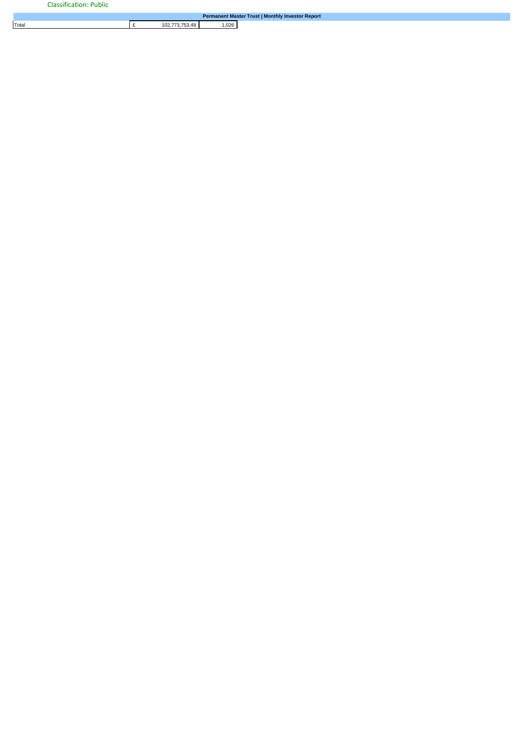Classification: Public

**Permanent Master Trust | Monthly Investor Report**

| | | | |
|---|---|---|---|
| Total | £ | 102,773,753.48 | 1,026 |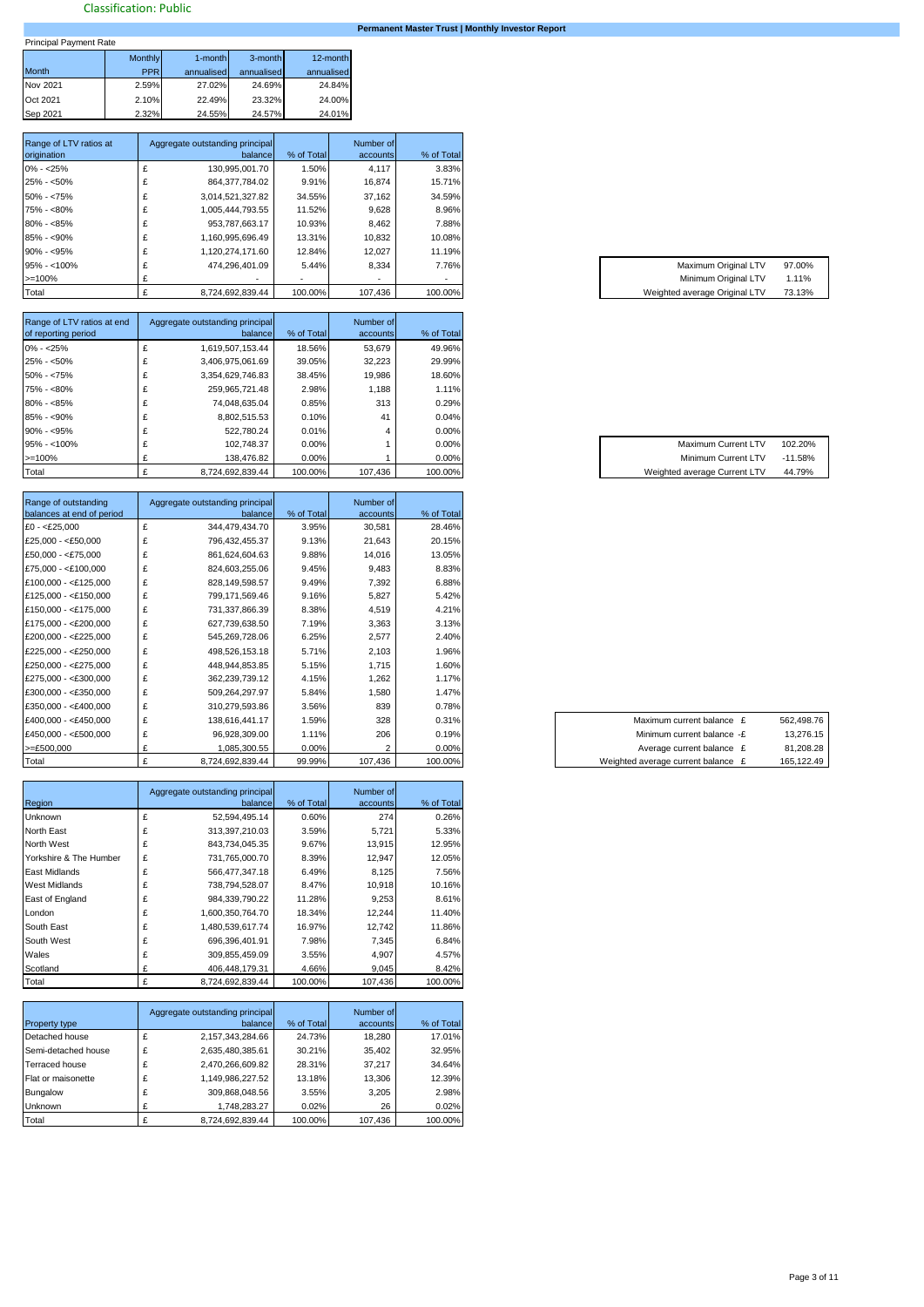Classification: Public

**Permanent Master Trust | Monthly Investor Report**

Principal Payment Rate

| Month | Monthly PPR | 1-month annualised | 3-month annualised | 12-month annualised |
|---|---|---|---|---|
| Nov 2021 | 2.59% | 27.02% | 24.69% | 24.84% |
| Oct 2021 | 2.10% | 22.49% | 23.32% | 24.00% |
| Sep 2021 | 2.32% | 24.55% | 24.57% | 24.01% |

| Range of LTV ratios at origination | Aggregate outstanding principal balance | % of Total | Number of accounts | % of Total |
|---|---|---|---|---|
| 0% - <25% | £ 130,995,001.70 | 1.50% | 4,117 | 3.83% |
| 25% - <50% | £ 864,377,784.02 | 9.91% | 16,874 | 15.71% |
| 50% - <75% | £ 3,014,521,327.82 | 34.55% | 37,162 | 34.59% |
| 75% - <80% | £ 1,005,444,793.55 | 11.52% | 9,628 | 8.96% |
| 80% - <85% | £ 953,787,663.17 | 10.93% | 8,462 | 7.88% |
| 85% - <90% | £ 1,160,995,696.49 | 13.31% | 10,832 | 10.08% |
| 90% - <95% | £ 1,120,274,171.60 | 12.84% | 12,027 | 11.19% |
| 95% - <100% | £ 474,296,401.09 | 5.44% | 8,334 | 7.76% |
| >=100% | £ - | - | - | - |
| Total | £ 8,724,692,839.44 | 100.00% | 107,436 | 100.00% |

| | |
|---|---|
| Maximum Original LTV | 97.00% |
| Minimum Original LTV | 1.11% |
| Weighted average Original LTV | 73.13% |

| Range of LTV ratios at end of reporting period | Aggregate outstanding principal balance | % of Total | Number of accounts | % of Total |
|---|---|---|---|---|
| 0% - <25% | £ 1,619,507,153.44 | 18.56% | 53,679 | 49.96% |
| 25% - <50% | £ 3,406,975,061.69 | 39.05% | 32,223 | 29.99% |
| 50% - <75% | £ 3,354,629,746.83 | 38.45% | 19,986 | 18.60% |
| 75% - <80% | £ 259,965,721.48 | 2.98% | 1,188 | 1.11% |
| 80% - <85% | £ 74,048,635.04 | 0.85% | 313 | 0.29% |
| 85% - <90% | £ 8,802,515.53 | 0.10% | 41 | 0.04% |
| 90% - <95% | £ 522,780.24 | 0.01% | 4 | 0.00% |
| 95% - <100% | £ 102,748.37 | 0.00% | 1 | 0.00% |
| >=100% | £ 138,476.82 | 0.00% | 1 | 0.00% |
| Total | £ 8,724,692,839.44 | 100.00% | 107,436 | 100.00% |

| | |
|---|---|
| Maximum Current LTV | 102.20% |
| Minimum Current LTV | -11.58% |
| Weighted average Current LTV | 44.79% |

| Range of outstanding balances at end of period | Aggregate outstanding principal balance | % of Total | Number of accounts | % of Total |
|---|---|---|---|---|
| £0 - <£25,000 | £ 344,479,434.70 | 3.95% | 30,581 | 28.46% |
| £25,000 - <£50,000 | £ 796,432,455.37 | 9.13% | 21,643 | 20.15% |
| £50,000 - <£75,000 | £ 861,624,604.63 | 9.88% | 14,016 | 13.05% |
| £75,000 - <£100,000 | £ 824,603,255.06 | 9.45% | 9,483 | 8.83% |
| £100,000 - <£125,000 | £ 828,149,598.57 | 9.49% | 7,392 | 6.88% |
| £125,000 - <£150,000 | £ 799,171,569.46 | 9.16% | 5,827 | 5.42% |
| £150,000 - <£175,000 | £ 731,337,866.39 | 8.38% | 4,519 | 4.21% |
| £175,000 - <£200,000 | £ 627,739,638.50 | 7.19% | 3,363 | 3.13% |
| £200,000 - <£225,000 | £ 545,269,728.06 | 6.25% | 2,577 | 2.40% |
| £225,000 - <£250,000 | £ 498,526,153.18 | 5.71% | 2,103 | 1.96% |
| £250,000 - <£275,000 | £ 448,944,853.85 | 5.15% | 1,715 | 1.60% |
| £275,000 - <£300,000 | £ 362,239,739.12 | 4.15% | 1,262 | 1.17% |
| £300,000 - <£350,000 | £ 509,264,297.97 | 5.84% | 1,580 | 1.47% |
| £350,000 - <£400,000 | £ 310,279,593.86 | 3.56% | 839 | 0.78% |
| £400,000 - <£450,000 | £ 138,616,441.17 | 1.59% | 328 | 0.31% |
| £450,000 - <£500,000 | £ 96,928,309.00 | 1.11% | 206 | 0.19% |
| >=£500,000 | £ 1,085,300.55 | 0.00% | 2 | 0.00% |
| Total | £ 8,724,692,839.44 | 99.99% | 107,436 | 100.00% |

| | |
|---|---|
| Maximum current balance | £ 562,498.76 |
| Minimum current balance | -£ 13,276.15 |
| Average current balance | £ 81,208.28 |
| Weighted average current balance | £ 165,122.49 |

| Region | Aggregate outstanding principal balance | % of Total | Number of accounts | % of Total |
|---|---|---|---|---|
| Unknown | £ 52,594,495.14 | 0.60% | 274 | 0.26% |
| North East | £ 313,397,210.03 | 3.59% | 5,721 | 5.33% |
| North West | £ 843,734,045.35 | 9.67% | 13,915 | 12.95% |
| Yorkshire & The Humber | £ 731,765,000.70 | 8.39% | 12,947 | 12.05% |
| East Midlands | £ 566,477,347.18 | 6.49% | 8,125 | 7.56% |
| West Midlands | £ 738,794,528.07 | 8.47% | 10,918 | 10.16% |
| East of England | £ 984,339,790.22 | 11.28% | 9,253 | 8.61% |
| London | £ 1,600,350,764.70 | 18.34% | 12,244 | 11.40% |
| South East | £ 1,480,539,617.74 | 16.97% | 12,742 | 11.86% |
| South West | £ 696,396,401.91 | 7.98% | 7,345 | 6.84% |
| Wales | £ 309,855,459.09 | 3.55% | 4,907 | 4.57% |
| Scotland | £ 406,448,179.31 | 4.66% | 9,045 | 8.42% |
| Total | £ 8,724,692,839.44 | 100.00% | 107,436 | 100.00% |

| Property type | Aggregate outstanding principal balance | % of Total | Number of accounts | % of Total |
|---|---|---|---|---|
| Detached house | £ 2,157,343,284.66 | 24.73% | 18,280 | 17.01% |
| Semi-detached house | £ 2,635,480,385.61 | 30.21% | 35,402 | 32.95% |
| Terraced house | £ 2,470,266,609.82 | 28.31% | 37,217 | 34.64% |
| Flat or maisonette | £ 1,149,986,227.52 | 13.18% | 13,306 | 12.39% |
| Bungalow | £ 309,868,048.56 | 3.55% | 3,205 | 2.98% |
| Unknown | £ 1,748,283.27 | 0.02% | 26 | 0.02% |
| Total | £ 8,724,692,839.44 | 100.00% | 107,436 | 100.00% |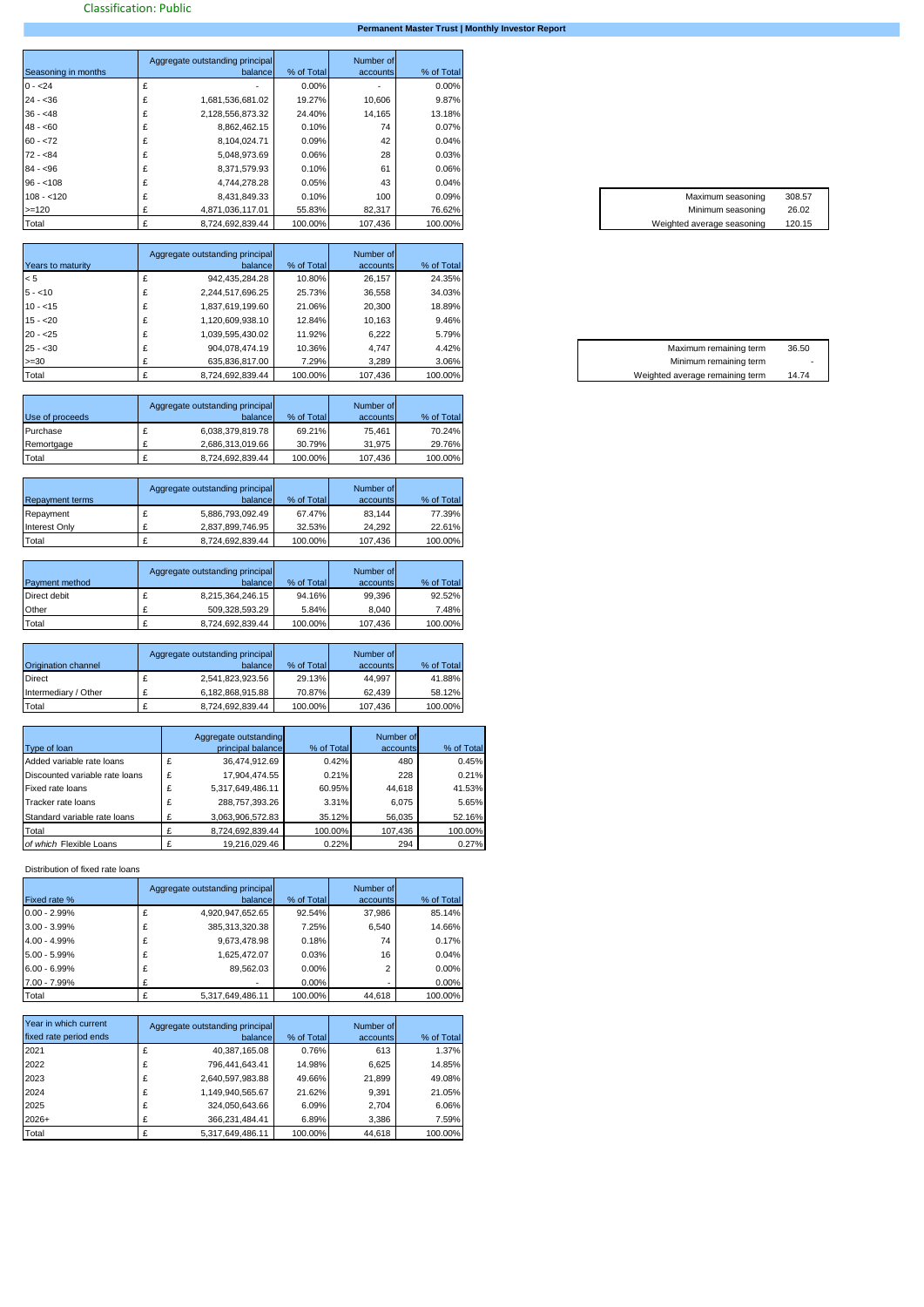Classification: Public

**Permanent Master Trust | Monthly Investor Report**

| Seasoning in months | | Aggregate outstanding principal balance | % of Total | Number of accounts | % of Total |
|---|---|---|---|---|---|
| 0 - <24 | £ | - | 0.00% | - | 0.00% |
| 24 - <36 | £ | 1,681,536,681.02 | 19.27% | 10,606 | 9.87% |
| 36 - <48 | £ | 2,128,556,873.32 | 24.40% | 14,165 | 13.18% |
| 48 - <60 | £ | 8,862,462.15 | 0.10% | 74 | 0.07% |
| 60 - <72 | £ | 8,104,024.71 | 0.09% | 42 | 0.04% |
| 72 - <84 | £ | 5,048,973.69 | 0.06% | 28 | 0.03% |
| 84 - <96 | £ | 8,371,579.93 | 0.10% | 61 | 0.06% |
| 96 - <108 | £ | 4,744,278.28 | 0.05% | 43 | 0.04% |
| 108 - <120 | £ | 8,431,849.33 | 0.10% | 100 | 0.09% |
| >=120 | £ | 4,871,036,117.01 | 55.83% | 82,317 | 76.62% |
| Total | £ | 8,724,692,839.44 | 100.00% | 107,436 | 100.00% |

| | |
|---|---|
| Maximum seasoning | 308.57 |
| Minimum seasoning | 26.02 |
| Weighted average seasoning | 120.15 |

| Years to maturity | | Aggregate outstanding principal balance | % of Total | Number of accounts | % of Total |
|---|---|---|---|---|---|
| < 5 | £ | 942,435,284.28 | 10.80% | 26,157 | 24.35% |
| 5 - <10 | £ | 2,244,517,696.25 | 25.73% | 36,558 | 34.03% |
| 10 - <15 | £ | 1,837,619,199.60 | 21.06% | 20,300 | 18.89% |
| 15 - <20 | £ | 1,120,609,938.10 | 12.84% | 10,163 | 9.46% |
| 20 - <25 | £ | 1,039,595,430.02 | 11.92% | 6,222 | 5.79% |
| 25 - <30 | £ | 904,078,474.19 | 10.36% | 4,747 | 4.42% |
| >=30 | £ | 635,836,817.00 | 7.29% | 3,289 | 3.06% |
| Total | £ | 8,724,692,839.44 | 100.00% | 107,436 | 100.00% |

| | |
|---|---|
| Maximum remaining term | 36.50 |
| Minimum remaining term | - |
| Weighted average remaining term | 14.74 |

| Use of proceeds | | Aggregate outstanding principal balance | % of Total | Number of accounts | % of Total |
|---|---|---|---|---|---|
| Purchase | £ | 6,038,379,819.78 | 69.21% | 75,461 | 70.24% |
| Remortgage | £ | 2,686,313,019.66 | 30.79% | 31,975 | 29.76% |
| Total | £ | 8,724,692,839.44 | 100.00% | 107,436 | 100.00% |

| Repayment terms | | Aggregate outstanding principal balance | % of Total | Number of accounts | % of Total |
|---|---|---|---|---|---|
| Repayment | £ | 5,886,793,092.49 | 67.47% | 83,144 | 77.39% |
| Interest Only | £ | 2,837,899,746.95 | 32.53% | 24,292 | 22.61% |
| Total | £ | 8,724,692,839.44 | 100.00% | 107,436 | 100.00% |

| Payment method | | Aggregate outstanding principal balance | % of Total | Number of accounts | % of Total |
|---|---|---|---|---|---|
| Direct debit | £ | 8,215,364,246.15 | 94.16% | 99,396 | 92.52% |
| Other | £ | 509,328,593.29 | 5.84% | 8,040 | 7.48% |
| Total | £ | 8,724,692,839.44 | 100.00% | 107,436 | 100.00% |

| Origination channel | | Aggregate outstanding principal balance | % of Total | Number of accounts | % of Total |
|---|---|---|---|---|---|
| Direct | £ | 2,541,823,923.56 | 29.13% | 44,997 | 41.88% |
| Intermediary / Other | £ | 6,182,868,915.88 | 70.87% | 62,439 | 58.12% |
| Total | £ | 8,724,692,839.44 | 100.00% | 107,436 | 100.00% |

| Type of loan | | Aggregate outstanding principal balance | % of Total | Number of accounts | % of Total |
|---|---|---|---|---|---|
| Added variable rate loans | £ | 36,474,912.69 | 0.42% | 480 | 0.45% |
| Discounted variable rate loans | £ | 17,904,474.55 | 0.21% | 228 | 0.21% |
| Fixed rate loans | £ | 5,317,649,486.11 | 60.95% | 44,618 | 41.53% |
| Tracker rate loans | £ | 288,757,393.26 | 3.31% | 6,075 | 5.65% |
| Standard variable rate loans | £ | 3,063,906,572.83 | 35.12% | 56,035 | 52.16% |
| Total | £ | 8,724,692,839.44 | 100.00% | 107,436 | 100.00% |
| *of which* Flexible Loans | £ | 19,216,029.46 | 0.22% | 294 | 0.27% |

Distribution of fixed rate loans

| Fixed rate % | | Aggregate outstanding principal balance | % of Total | Number of accounts | % of Total |
|---|---|---|---|---|---|
| 0.00 - 2.99% | £ | 4,920,947,652.65 | 92.54% | 37,986 | 85.14% |
| 3.00 - 3.99% | £ | 385,313,320.38 | 7.25% | 6,540 | 14.66% |
| 4.00 - 4.99% | £ | 9,673,478.98 | 0.18% | 74 | 0.17% |
| 5.00 - 5.99% | £ | 1,625,472.07 | 0.03% | 16 | 0.04% |
| 6.00 - 6.99% | £ | 89,562.03 | 0.00% | 2 | 0.00% |
| 7.00 - 7.99% | £ | - | 0.00% | - | 0.00% |
| Total | £ | 5,317,649,486.11 | 100.00% | 44,618 | 100.00% |

| Year in which current fixed rate period ends | | Aggregate outstanding principal balance | % of Total | Number of accounts | % of Total |
|---|---|---|---|---|---|
| 2021 | £ | 40,387,165.08 | 0.76% | 613 | 1.37% |
| 2022 | £ | 796,441,643.41 | 14.98% | 6,625 | 14.85% |
| 2023 | £ | 2,640,597,983.88 | 49.66% | 21,899 | 49.08% |
| 2024 | £ | 1,149,940,565.67 | 21.62% | 9,391 | 21.05% |
| 2025 | £ | 324,050,643.66 | 6.09% | 2,704 | 6.06% |
| 2026+ | £ | 366,231,484.41 | 6.89% | 3,386 | 7.59% |
| Total | £ | 5,317,649,486.11 | 100.00% | 44,618 | 100.00% |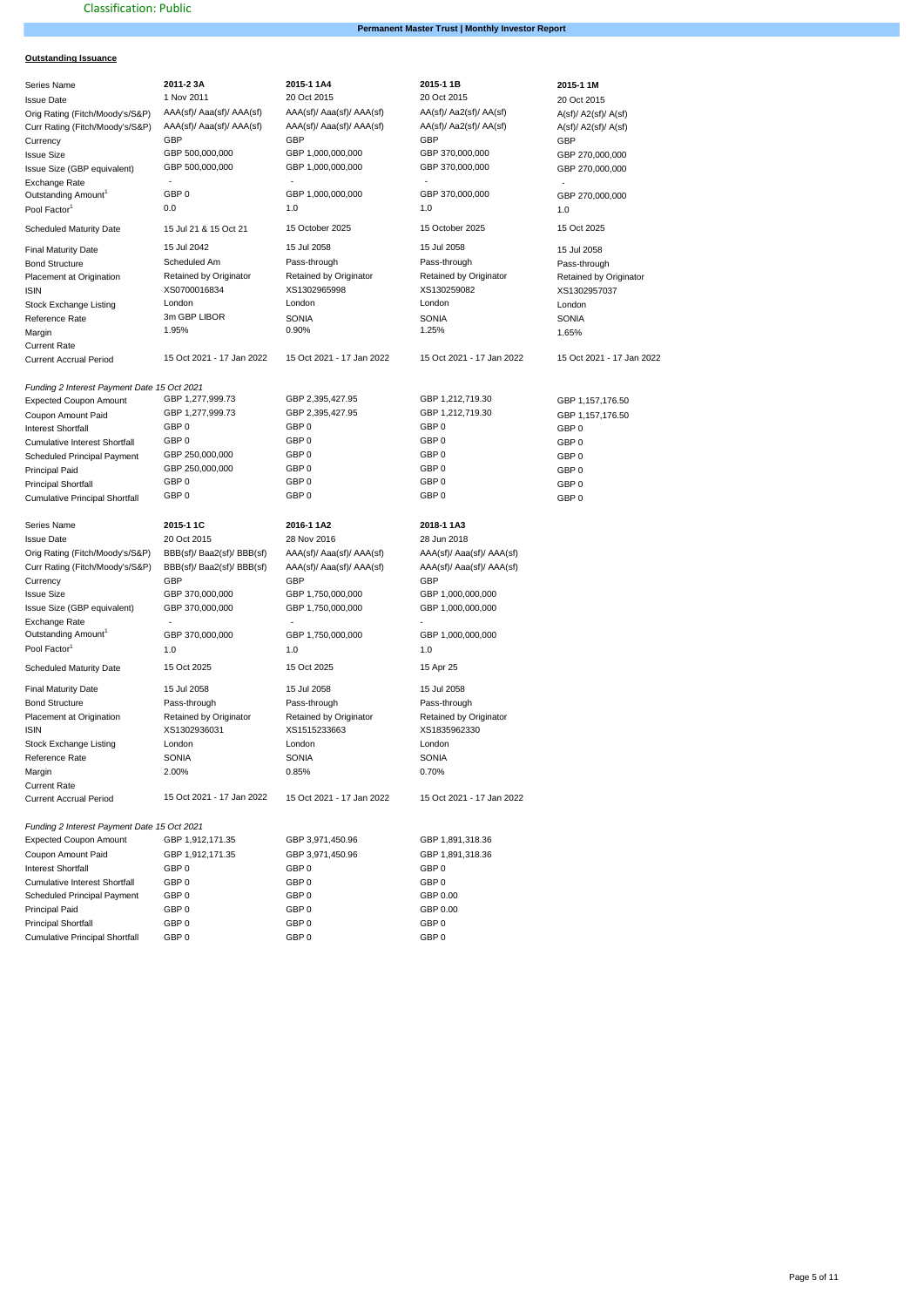Classification: Public

**Permanent Master Trust | Monthly Investor Report**

**Outstanding Issuance**

| Series Name | 2011-2 3A | 2015-1 1A4 | 2015-1 1B | 2015-1 1M |
|---|---|---|---|---|
| Issue Date | 1 Nov 2011 | 20 Oct 2015 | 20 Oct 2015 | 20 Oct 2015 |
| Orig Rating (Fitch/Moody's/S&P) | AAA(sf)/ Aaa(sf)/ AAA(sf) | AAA(sf)/ Aaa(sf)/ AAA(sf) | AA(sf)/ Aa2(sf)/ AA(sf) | A(sf)/ A2(sf)/ A(sf) |
| Curr Rating (Fitch/Moody's/S&P) | AAA(sf)/ Aaa(sf)/ AAA(sf) | AAA(sf)/ Aaa(sf)/ AAA(sf) | AA(sf)/ Aa2(sf)/ AA(sf) | A(sf)/ A2(sf)/ A(sf) |
| Currency | GBP | GBP | GBP | GBP |
| Issue Size | GBP 500,000,000 | GBP 1,000,000,000 | GBP 370,000,000 | GBP 270,000,000 |
| Issue Size (GBP equivalent) | GBP 500,000,000 | GBP 1,000,000,000 | GBP 370,000,000 | GBP 270,000,000 |
| Exchange Rate | - | - | - | - |
| Outstanding Amount[1] | GBP 0 | GBP 1,000,000,000 | GBP 370,000,000 | GBP 270,000,000 |
| Pool Factor[1] | 0.0 | 1.0 | 1.0 | 1.0 |
| Scheduled Maturity Date | 15 Jul 21 & 15 Oct 21 | 15 October 2025 | 15 October 2025 | 15 Oct 2025 |
| Final Maturity Date | 15 Jul 2042 | 15 Jul 2058 | 15 Jul 2058 | 15 Jul 2058 |
| Bond Structure | Scheduled Am | Pass-through | Pass-through | Pass-through |
| Placement at Origination | Retained by Originator | Retained by Originator | Retained by Originator | Retained by Originator |
| ISIN | XS0700016834 | XS1302965998 | XS130259082 | XS1302957037 |
| Stock Exchange Listing | London | London | London | London |
| Reference Rate | 3m GBP LIBOR | SONIA | SONIA | SONIA |
| Margin | 1.95% | 0.90% | 1.25% | 1.65% |
| Current Rate | | | | |
| Current Accrual Period | 15 Oct 2021 - 17 Jan 2022 | 15 Oct 2021 - 17 Jan 2022 | 15 Oct 2021 - 17 Jan 2022 | 15 Oct 2021 - 17 Jan 2022 |
| *Funding 2 Interest Payment Date 15 Oct 2021* | | | | |
| Expected Coupon Amount | GBP 1,277,999.73 | GBP 2,395,427.95 | GBP 1,212,719.30 | GBP 1,157,176.50 |
| Coupon Amount Paid | GBP 1,277,999.73 | GBP 2,395,427.95 | GBP 1,212,719.30 | GBP 1,157,176.50 |
| Interest Shortfall | GBP 0 | GBP 0 | GBP 0 | GBP 0 |
| Cumulative Interest Shortfall | GBP 0 | GBP 0 | GBP 0 | GBP 0 |
| Scheduled Principal Payment | GBP 250,000,000 | GBP 0 | GBP 0 | GBP 0 |
| Principal Paid | GBP 250,000,000 | GBP 0 | GBP 0 | GBP 0 |
| Principal Shortfall | GBP 0 | GBP 0 | GBP 0 | GBP 0 |
| Cumulative Principal Shortfall | GBP 0 | GBP 0 | GBP 0 | GBP 0 |

| Series Name | 2015-1 1C | 2016-1 1A2 | 2018-1 1A3 |
|---|---|---|---|
| Issue Date | 20 Oct 2015 | 28 Nov 2016 | 28 Jun 2018 |
| Orig Rating (Fitch/Moody's/S&P) | BBB(sf)/ Baa2(sf)/ BBB(sf) | AAA(sf)/ Aaa(sf)/ AAA(sf) | AAA(sf)/ Aaa(sf)/ AAA(sf) |
| Curr Rating (Fitch/Moody's/S&P) | BBB(sf)/ Baa2(sf)/ BBB(sf) | AAA(sf)/ Aaa(sf)/ AAA(sf) | AAA(sf)/ Aaa(sf)/ AAA(sf) |
| Currency | GBP | GBP | GBP |
| Issue Size | GBP 370,000,000 | GBP 1,750,000,000 | GBP 1,000,000,000 |
| Issue Size (GBP equivalent) | GBP 370,000,000 | GBP 1,750,000,000 | GBP 1,000,000,000 |
| Exchange Rate | - | - | - |
| Outstanding Amount[1] | GBP 370,000,000 | GBP 1,750,000,000 | GBP 1,000,000,000 |
| Pool Factor[1] | 1.0 | 1.0 | 1.0 |
| Scheduled Maturity Date | 15 Oct 2025 | 15 Oct 2025 | 15 Apr 25 |
| Final Maturity Date | 15 Jul 2058 | 15 Jul 2058 | 15 Jul 2058 |
| Bond Structure | Pass-through | Pass-through | Pass-through |
| Placement at Origination | Retained by Originator | Retained by Originator | Retained by Originator |
| ISIN | XS1302936031 | XS1515233663 | XS1835962330 |
| Stock Exchange Listing | London | London | London |
| Reference Rate | SONIA | SONIA | SONIA |
| Margin | 2.00% | 0.85% | 0.70% |
| Current Rate | | | |
| Current Accrual Period | 15 Oct 2021 - 17 Jan 2022 | 15 Oct 2021 - 17 Jan 2022 | 15 Oct 2021 - 17 Jan 2022 |
| *Funding 2 Interest Payment Date 15 Oct 2021* | | | |
| Expected Coupon Amount | GBP 1,912,171.35 | GBP 3,971,450.96 | GBP 1,891,318.36 |
| Coupon Amount Paid | GBP 1,912,171.35 | GBP 3,971,450.96 | GBP 1,891,318.36 |
| Interest Shortfall | GBP 0 | GBP 0 | GBP 0 |
| Cumulative Interest Shortfall | GBP 0 | GBP 0 | GBP 0 |
| Scheduled Principal Payment | GBP 0 | GBP 0 | GBP 0.00 |
| Principal Paid | GBP 0 | GBP 0 | GBP 0.00 |
| Principal Shortfall | GBP 0 | GBP 0 | GBP 0 |
| Cumulative Principal Shortfall | GBP 0 | GBP 0 | GBP 0 |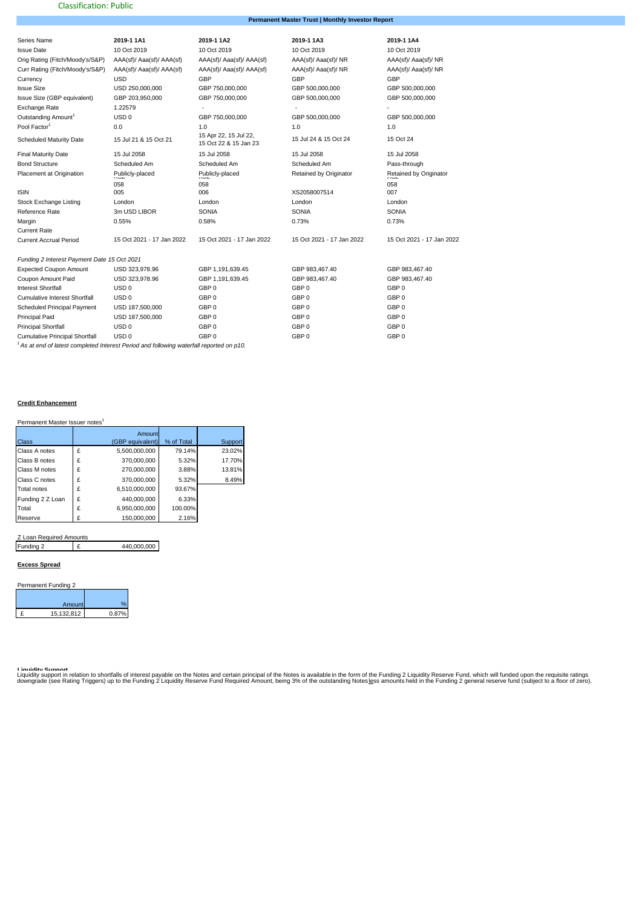Classification: Public

## Permanent Master Trust | Monthly Investor Report

| Series Name | 2019-1 1A1 | 2019-1 1A2 | 2019-1 1A3 | 2019-1 1A4 |
|---|---|---|---|---|
| Issue Date | 10 Oct 2019 | 10 Oct 2019 | 10 Oct 2019 | 10 Oct 2019 |
| Orig Rating (Fitch/Moody's/S&P) | AAA(sf)/ Aaa(sf)/ AAA(sf) | AAA(sf)/ Aaa(sf)/ AAA(sf) | AAA(sf)/ Aaa(sf)/ NR | AAA(sf)/ Aaa(sf)/ NR |
| Curr Rating (Fitch/Moody's/S&P) | AAA(sf)/ Aaa(sf)/ AAA(sf) | AAA(sf)/ Aaa(sf)/ AAA(sf) | AAA(sf)/ Aaa(sf)/ NR | AAA(sf)/ Aaa(sf)/ NR |
| Currency | USD | GBP | GBP | GBP |
| Issue Size | USD 250,000,000 | GBP 750,000,000 | GBP 500,000,000 | GBP 500,000,000 |
| Issue Size (GBP equivalent) | GBP 203,950,000 | GBP 750,000,000 | GBP 500,000,000 | GBP 500,000,000 |
| Exchange Rate | 1.22579 | - | - | - |
| Outstanding Amount[1] | USD 0 | GBP 750,000,000 | GBP 500,000,000 | GBP 500,000,000 |
| Pool Factor[1] | 0.0 | 1.0 | 1.0 | 1.0 |
| Scheduled Maturity Date | 15 Jul 21 & 15 Oct 21 | 15 Apr 22, 15 Jul 22, 15 Oct 22 & 15 Jan 23 | 15 Jul 24 & 15 Oct 24 | 15 Oct 24 |
| Final Maturity Date | 15 Jul 2058 | 15 Jul 2058 | 15 Jul 2058 | 15 Jul 2058 |
| Bond Structure | Scheduled Am | Scheduled Am | Scheduled Am | Pass-through |
| Placement at Origination | Publicly-placed | Publicly-placed | Retained by Originator | Retained by Originator |
| ISIN | 058 005 | 058 006 | XS2058007514 | 058 007 |
| Stock Exchange Listing | London | London | London | London |
| Reference Rate | 3m USD LIBOR | SONIA | SONIA | SONIA |
| Margin | 0.55% | 0.58% | 0.73% | 0.73% |
| Current Rate | | | | |
| Current Accrual Period | 15 Oct 2021 - 17 Jan 2022 | 15 Oct 2021 - 17 Jan 2022 | 15 Oct 2021 - 17 Jan 2022 | 15 Oct 2021 - 17 Jan 2022 |
| *Funding 2 Interest Payment Date 15 Oct 2021* | | | | |
| Expected Coupon Amount | USD 323,978.96 | GBP 1,191,639.45 | GBP 983,467.40 | GBP 983,467.40 |
| Coupon Amount Paid | USD 323,978.96 | GBP 1,191,639.45 | GBP 983,467.40 | GBP 983,467.40 |
| Interest Shortfall | USD 0 | GBP 0 | GBP 0 | GBP 0 |
| Cumulative Interest Shortfall | USD 0 | GBP 0 | GBP 0 | GBP 0 |
| Scheduled Principal Payment | USD 187,500,000 | GBP 0 | GBP 0 | GBP 0 |
| Principal Paid | USD 187,500,000 | GBP 0 | GBP 0 | GBP 0 |
| Principal Shortfall | USD 0 | GBP 0 | GBP 0 | GBP 0 |
| Cumulative Principal Shortfall | USD 0 | GBP 0 | GBP 0 | GBP 0 |

*[1] As at end of latest completed Interest Period and following waterfall reported on p10.*

### Credit Enhancement

Permanent Master Issuer notes[1]

| Class | | Amount (GBP equivalent) | % of Total | Support |
|---|---|---|---|---|
| Class A notes | £ | 5,500,000,000 | 79.14% | 23.02% |
| Class B notes | £ | 370,000,000 | 5.32% | 17.70% |
| Class M notes | £ | 270,000,000 | 3.88% | 13.81% |
| Class C notes | £ | 370,000,000 | 5.32% | 8.49% |
| Total notes | £ | 6,510,000,000 | 93.67% | |
| Funding 2 Z Loan | £ | 440,000,000 | 6.33% | |
| Total | £ | 6,950,000,000 | 100.00% | |
| Reserve | £ | 150,000,000 | 2.16% | |

Z Loan Required Amounts

| | | |
|---|---|---|
| Funding 2 | £ | 440,000,000 |

### Excess Spread

Permanent Funding 2

| | Amount | % |
|---|---|---|
| £ | 15,132,812 | 0.87% |

### Liquidity Support

Liquidity support in relation to shortfalls of interest payable on the Notes and certain principal of the Notes is available in the form of the Funding 2 Liquidity Reserve Fund, which will funded upon the requisite ratings downgrade (see Rating Triggers) up to the Funding 2 Liquidity Reserve Fund Required Amount, being 3% of the outstanding Notes less amounts held in the Funding 2 general reserve fund (subject to a floor of zero).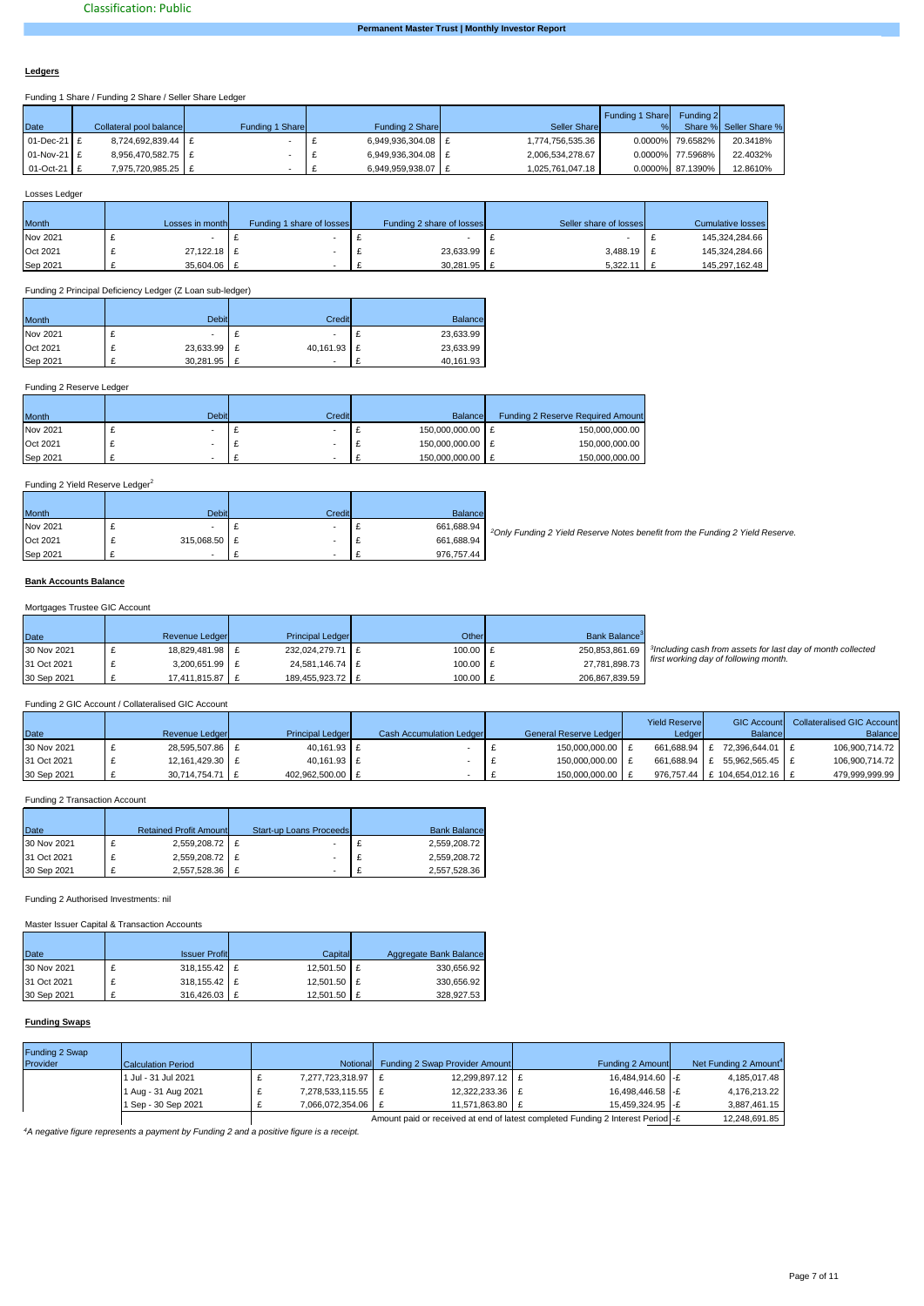Classification: Public

**Permanent Master Trust | Monthly Investor Report**

## **Ledgers**

Funding 1 Share / Funding 2 Share / Seller Share Ledger

| Date | Collateral pool balance | Funding 1 Share | Funding 2 Share | Seller Share | Funding 1 Share % | Funding 2 Share % | Seller Share % |
|---|---|---|---|---|---|---|---|
| 01-Dec-21 | £ 8,724,692,839.44 | £ - | £ 6,949,936,304.08 | £ 1,774,756,535.36 | 0.0000% | 79.6582% | 20.3418% |
| 01-Nov-21 | £ 8,956,470,582.75 | £ - | £ 6,949,936,304.08 | £ 2,006,534,278.67 | 0.0000% | 77.5968% | 22.4032% |
| 01-Oct-21 | £ 7,975,720,985.25 | £ - | £ 6,949,959,938.07 | £ 1,025,761,047.18 | 0.0000% | 87.1390% | 12.8610% |

Losses Ledger

| Month | Losses in month | Funding 1 share of losses | Funding 2 share of losses | Seller share of losses | Cumulative losses |
|---|---|---|---|---|---|
| Nov 2021 | £ - | £ - | £ - | £ - | £ 145,324,284.66 |
| Oct 2021 | £ 27,122.18 | £ - | £ 23,633.99 | £ 3,488.19 | £ 145,324,284.66 |
| Sep 2021 | £ 35,604.06 | £ - | £ 30,281.95 | £ 5,322.11 | £ 145,297,162.48 |

Funding 2 Principal Deficiency Ledger (Z Loan sub-ledger)

| Month | Debit | Credit | Balance |
|---|---|---|---|
| Nov 2021 | £ - | £ - | £ 23,633.99 |
| Oct 2021 | £ 23,633.99 | £ 40,161.93 | £ 23,633.99 |
| Sep 2021 | £ 30,281.95 | £ - | £ 40,161.93 |

Funding 2 Reserve Ledger

| Month | Debit | Credit | Balance | Funding 2 Reserve Required Amount |
|---|---|---|---|---|
| Nov 2021 | £ - | £ - | £ 150,000,000.00 | £ 150,000,000.00 |
| Oct 2021 | £ - | £ - | £ 150,000,000.00 | £ 150,000,000.00 |
| Sep 2021 | £ - | £ - | £ 150,000,000.00 | £ 150,000,000.00 |

Funding 2 Yield Reserve Ledger[2]

| Month | Debit | Credit | Balance |
|---|---|---|---|
| Nov 2021 | £ - | £ - | £ 661,688.94 |
| Oct 2021 | £ 315,068.50 | £ - | £ 661,688.94 |
| Sep 2021 | £ - | £ - | £ 976,757.44 |

*[2]Only Funding 2 Yield Reserve Notes benefit from the Funding 2 Yield Reserve.*

## **Bank Accounts Balance**

Mortgages Trustee GIC Account

| Date | Revenue Ledger | Principal Ledger | Other | Bank Balance[3] |
|---|---|---|---|---|
| 30 Nov 2021 | £ 18,829,481.98 | £ 232,024,279.71 | £ 100.00 | £ 250,853,861.69 |
| 31 Oct 2021 | £ 3,200,651.99 | £ 24,581,146.74 | £ 100.00 | £ 27,781,898.73 |
| 30 Sep 2021 | £ 17,411,815.87 | £ 189,455,923.72 | £ 100.00 | £ 206,867,839.59 |

*[3]Including cash from assets for last day of month collected first working day of following month.*

Funding 2 GIC Account / Collateralised GIC Account

| Date | Revenue Ledger | Principal Ledger | Cash Accumulation Ledger | General Reserve Ledger | Yield Reserve Ledger | GIC Account Balance | Collateralised GIC Account Balance |
|---|---|---|---|---|---|---|---|
| 30 Nov 2021 | £ 28,595,507.86 | £ 40,161.93 | £ - | £ 150,000,000.00 | £ 661,688.94 | £ 72,396,644.01 | £ 106,900,714.72 |
| 31 Oct 2021 | £ 12,161,429.30 | £ 40,161.93 | £ - | £ 150,000,000.00 | £ 661,688.94 | £ 55,962,565.45 | £ 106,900,714.72 |
| 30 Sep 2021 | £ 30,714,754.71 | £ 402,962,500.00 | £ - | £ 150,000,000.00 | £ 976,757.44 | £ 104,654,012.16 | £ 479,999,999.99 |

Funding 2 Transaction Account

| Date | Retained Profit Amount | Start-up Loans Proceeds | Bank Balance |
|---|---|---|---|
| 30 Nov 2021 | £ 2,559,208.72 | £ - | £ 2,559,208.72 |
| 31 Oct 2021 | £ 2,559,208.72 | £ - | £ 2,559,208.72 |
| 30 Sep 2021 | £ 2,557,528.36 | £ - | £ 2,557,528.36 |

Funding 2 Authorised Investments: nil

Master Issuer Capital & Transaction Accounts

| Date | Issuer Profit | Capital | Aggregate Bank Balance |
|---|---|---|---|
| 30 Nov 2021 | £ 318,155.42 | £ 12,501.50 | £ 330,656.92 |
| 31 Oct 2021 | £ 318,155.42 | £ 12,501.50 | £ 330,656.92 |
| 30 Sep 2021 | £ 316,426.03 | £ 12,501.50 | £ 328,927.53 |

## **Funding Swaps**

| Funding 2 Swap Provider | Calculation Period | Notional | Funding 2 Swap Provider Amount | Funding 2 Amount | Net Funding 2 Amount[4] |
|---|---|---|---|---|---|
| | 1 Jul - 31 Jul 2021 | £ 7,277,723,318.97 | £ 12,299,897.12 | £ 16,484,914.60 | -£ 4,185,017.48 |
| | 1 Aug - 31 Aug 2021 | £ 7,278,533,115.55 | £ 12,322,233.36 | £ 16,498,446.58 | -£ 4,176,213.22 |
| | 1 Sep - 30 Sep 2021 | £ 7,066,072,354.06 | £ 11,571,863.80 | £ 15,459,324.95 | -£ 3,887,461.15 |
| | | Amount paid or received at end of latest completed Funding 2 Interest Period | | | -£ 12,248,691.85 |

*[4]A negative figure represents a payment by Funding 2 and a positive figure is a receipt.*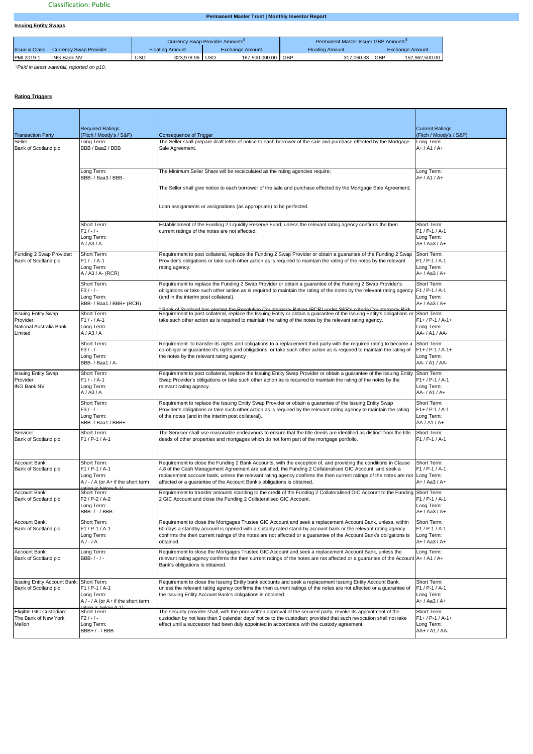Classification: Public

**Permanent Master Trust | Monthly Investor Report**

**Issuing Entity Swaps**

| | | Currency Swap Provider Amounts[5] | | | | Permanent Master Issuer GBP Amounts[5] | | | |
|---|---|---|---|---|---|---|---|---|---|
| Issue & Class | Currency Swap Provider | Floating Amount | | Exchange Amount | | Floating Amount | | Exchange Amount | |
| PMI 2019-1 | ING Bank NV | USD | 323,978.96 | USD | 187,500,000.00 | GBP | 317,060.33 | GBP | 152,962,500.00 |

*[5]Paid in latest waterfall, reported on p10.*

**Rating Triggers**

| Transaction Party | Required Ratings (Fitch / Moody's / S&P) | Consequence of Trigger | Current Ratings (Fitch / Moody's / S&P) |
|---|---|---|---|
| Seller: Bank of Scotland plc | Long Term: BBB / Baa2 / BBB | The Seller shall prepare draft letter of notice to each borrower of the sale and purchase effected by the Mortgage Sale Agreement. | Long Term: A+ / A1 / A+ |
| | Long Term: BBB- / Baa3 / BBB- | The Minimum Seller Share will be recalculated as the rating agencies require; The Seller shall give notice to each borrower of the sale and purchase effected by the Mortgage Sale Agreement; Loan assignments or assignations (as appropriate) to be perfected. | Long Term: A+ / A1 / A+ |
| | Short Term: F1 / - / - Long Term: A / A3 / A- | Establishment of the Funding 2 Liquidity Reserve Fund, unless the relevant rating agency confirms the then current ratings of the notes are not affected. | Short Term: F1 / P-1 / A-1 Long Term: A+ / Aa3 / A+ |
| Funding 2 Swap Provider: Bank of Scotland plc | Short Term: F1 / - / A-1 Long Term: A / A3 / A- (RCR) | Requirement to post collateral, replace the Funding 2 Swap Provider or obtain a guarantee of the Funding 2 Swap Provider's obligations or take such other action as is required to maintain the rating of the notes by the relevant rating agency. | Short Term: F1 / P-1 / A-1 Long Term: A+ / Aa3 / A+ |
| | Short Term: F3 / - / - Long Term: BBB- / Baa1 / BBB+ (RCR) | Requirement to replace the Funding 2 Swap Provider or obtain a guarantee of the Funding 2 Swap Provider's obligations or take such other action as is required to maintain the rating of the notes by the relevant rating agency (and in the interim post collateral). * Bank of Scotland has elected the Resolution Counterparty Rating (RCR) under S&P's criteria Counterparty Risk | Short Term: F1 / P-1 / A-1 Long Term: A+ / Aa3 / A+ |
| Issuing Entity Swap Provider: National Australia Bank Limited | Short Term: F1 / - / A-1 Long Term: A / A3 / A | Requirement to post collateral, replace the Issuing Entity or obtain a guarantee of the Issuing Entity's obligations or take such other action as is required to maintain the rating of the notes by the relevant rating agency. | Short Term: F1+ / P-1 / A-1+ Long Term: AA- / A1 / AA- |
| | Short Term: F3 / - / - Long Term: BBB- / Baa1 / A- | Requirement to transfer its rights and obligations to a replacement third party with the required rating to become a co-obligor or guarantee it's rights and obligations, or take such other action as is required to maintain the rating of the notes by the relevant rating agency | Short Term: F1+ / P-1 / A-1+ Long Term: AA- / A1 / AA- |
| Issuing Entity Swap Provider: ING Bank NV | Short Term: F1 / - / A-1 Long Term: A / A3 / A | Requirement to post collateral, replace the Issuing Entity Swap Provider or obtain a guarantee of the Issuing Entity Swap Provider's obligations or take such other action as is required to maintain the rating of the notes by the relevant rating agency. | Short Term: F1+ / P-1 / A-1 Long Term: AA- / A1 / A+ |
| | Short Term: F3 / - / - Long Term: BBB- / Baa1 / BBB+ | Requirement to replace the Issuing Entity Swap Provider or obtain a guarantee of the Issuing Entity Swap Provider's obligations or take such other action as is required by the relevant rating agency to maintain the rating of the notes (and in the interim post collateral). | Short Term: F1+ / P-1 / A-1 Long Term: AA-/ A1 / A+ |
| Servicer: Bank of Scotland plc | Short Term: F1 / P-1 / A-1 | The Servicer shall use reasonable endeavours to ensure that the title deeds are identified as distinct from the title deeds of other properties and mortgages which do not form part of the mortgage portfolio. | Short Term: F1 / P-1 / A-1 |
| Account Bank: Bank of Scotland plc | Short Term: F1 / P-1 / A-1 Long Term: A / - / A (or A+ if the short term rating is below A-1) | Requirement to close the Funding 2 Bank Accounts, with the exception of, and providing the conditions in Clause 4.8 of the Cash Management Agreement are satisfied, the Funding 2 Collateralised GIC Account, and seek a replacement account bank, unless the relevant rating agency confirms the then current ratings of the notes are not affected or a guarantee of the Account Bank's obligations is obtained. | Short Term: F1 / P-1 / A-1 Long Term: A+ / Aa3 / A+ |
| Account Bank: Bank of Scotland plc | Short Term: F2 / P-2 / A-2 Long Term: BBB- / - / BBB- | Requirement to transfer amounts standing to the credit of the Funding 2 Collateralised GIC Account to the Funding 2 GIC Account and close the Funding 2 Collateralised GIC Account. | Short Term: F1 / P-1 / A-1 Long Term: A+ / Aa3 / A+ |
| Account Bank: Bank of Scotland plc | Short Term: F1 / P-1 / A-1 Long Term: A / - / A | Requirement to close the Mortgages Trustee GIC Account and seek a replacement Account Bank, unless, within 60 days a standby account is opened with a suitably rated stand-by account bank or the relevant rating agency confirms the then current ratings of the notes are not affected or a guarantee of the Account Bank's obligations is obtained. | Short Term: F1 / P-1 / A-1 Long Term: A+ / Aa3 / A+ |
| Account Bank: Bank of Scotland plc | Long Term: BBB- / - / - | Requirement to close the Mortgages Trustee GIC Account and seek a replacement Account Bank, unless the relevant rating agency confirms the then current ratings of the notes are not affected or a guarantee of the Account Bank's obligations is obtained. | Long Term: A+ / A1 / A+ |
| Issuing Entity Account Bank: Bank of Scotland plc | Short Term: F1 / P-1 / A-1 Long Term: A / - / A (or A+ if the short term rating is below A-1) | Requirement to close the Issuing Entity bank accounts and seek a replacement Issuing Entity Account Bank, unless the relevant rating agency confirms the then current ratings of the notes are not affected or a guarantee of the Issuing Entity Account Bank's obligations is obtained. | Short Term: F1 / P-1 / A-1 Long Term: A+ / Aa3 / A+ |
| Eligible GIC Custodian: The Bank of New York Mellon | Short Term: F2 / - / - Long Term: BBB+ / - / BBB | The security provider shall, with the prior written approval of the secured party, revoke its appointment of the custodian by not less than 3 calendar days' notice to the custodian; provided that such revocation shall not take effect until a successor had been duly appointed in accordance with the custody agreement. | Short Term: F1+ / P-1 / A-1+ Long Term: AA+ / A1 / AA- |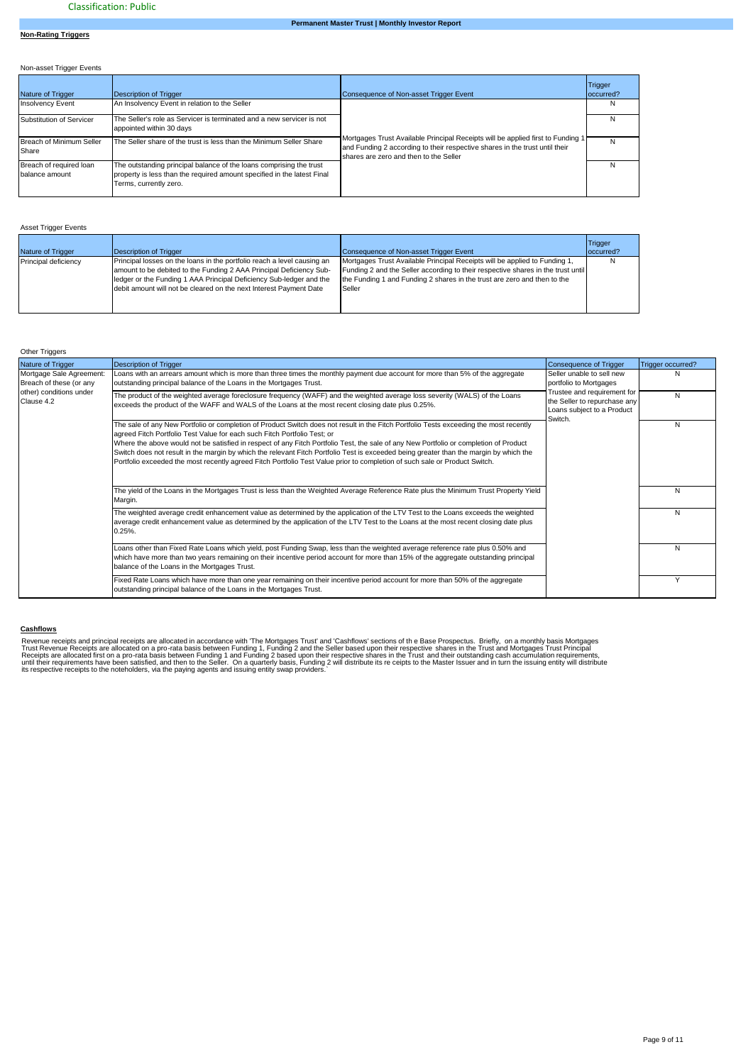Classification: Public

**Non-Rating Triggers**

Non-asset Trigger Events

| Nature of Trigger | Description of Trigger | Consequence of Non-asset Trigger Event | Trigger occurred? |
|---|---|---|---|
| Insolvency Event | An Insolvency Event in relation to the Seller | Mortgages Trust Available Principal Receipts will be applied first to Funding 1 and Funding 2 according to their respective shares in the trust until their shares are zero and then to the Seller | N |
| Substitution of Servicer | The Seller's role as Servicer is terminated and a new servicer is not appointed within 30 days | | N |
| Breach of Minimum Seller Share | The Seller share of the trust is less than the Minimum Seller Share | | N |
| Breach of required loan balance amount | The outstanding principal balance of the loans comprising the trust property is less than the required amount specified in the latest Final Terms, currently zero. | | N |

Asset Trigger Events

| Nature of Trigger | Description of Trigger | Consequence of Non-asset Trigger Event | Trigger occurred? |
|---|---|---|---|
| Principal deficiency | Principal losses on the loans in the portfolio reach a level causing an amount to be debited to the Funding 2 AAA Principal Deficiency Sub-ledger or the Funding 1 AAA Principal Deficiency Sub-ledger and the debit amount will not be cleared on the next Interest Payment Date | Mortgages Trust Available Principal Receipts will be applied to Funding 1, Funding 2 and the Seller according to their respective shares in the trust until the Funding 1 and Funding 2 shares in the trust are zero and then to the Seller | N |

Other Triggers

| Nature of Trigger | Description of Trigger | Consequence of Trigger | Trigger occurred? |
|---|---|---|---|
| Mortgage Sale Agreement: Breach of these (or any other) conditions under Clause 4.2 | Loans with an arrears amount which is more than three times the monthly payment due account for more than 5% of the aggregate outstanding principal balance of the Loans in the Mortgages Trust. | Seller unable to sell new portfolio to Mortgages Trustee and requirement for the Seller to repurchase any Loans subject to a Product Switch. | N |
| | The product of the weighted average foreclosure frequency (WAFF) and the weighted average loss severity (WALS) of the Loans exceeds the product of the WAFF and WALS of the Loans at the most recent closing date plus 0.25%. | | N |
| | The sale of any New Portfolio or completion of Product Switch does not result in the Fitch Portfolio Tests exceeding the most recently agreed Fitch Portfolio Test Value for each such Fitch Portfolio Test; or<br>Where the above would not be satisfied in respect of any Fitch Portfolio Test, the sale of any New Portfolio or completion of Product Switch does not result in the margin by which the relevant Fitch Portfolio Test is exceeded being greater than the margin by which the Portfolio exceeded the most recently agreed Fitch Portfolio Test Value prior to completion of such sale or Product Switch. | | N |
| | The yield of the Loans in the Mortgages Trust is less than the Weighted Average Reference Rate plus the Minimum Trust Property Yield Margin. | | N |
| | The weighted average credit enhancement value as determined by the application of the LTV Test to the Loans exceeds the weighted average credit enhancement value as determined by the application of the LTV Test to the Loans at the most recent closing date plus 0.25%. | | N |
| | Loans other than Fixed Rate Loans which yield, post Funding Swap, less than the weighted average reference rate plus 0.50% and which have more than two years remaining on their incentive period account for more than 15% of the aggregate outstanding principal balance of the Loans in the Mortgages Trust. | | N |
| | Fixed Rate Loans which have more than one year remaining on their incentive period account for more than 50% of the aggregate outstanding principal balance of the Loans in the Mortgages Trust. | | Y |

**Cashflows**

Revenue receipts and principal receipts are allocated in accordance with 'The Mortgages Trust' and 'Cashflows' sections of th e Base Prospectus. Briefly, on a monthly basis Mortgages Trust Revenue Receipts are allocated on a pro-rata basis between Funding 1, Funding 2 and the Seller based upon their respective shares in the Trust and Mortgages Trust Principal Receipts are allocated first on a pro-rata basis between Funding 1 and Funding 2 based upon their respective shares in the Trust and their outstanding cash accumulation requirements, until their requirements have been satisfied, and then to the Seller. On a quarterly basis, Funding 2 will distribute its re ceipts to the Master Issuer and in turn the issuing entity will distribute its respective receipts to the noteholders, via the paying agents and issuing entity swap providers.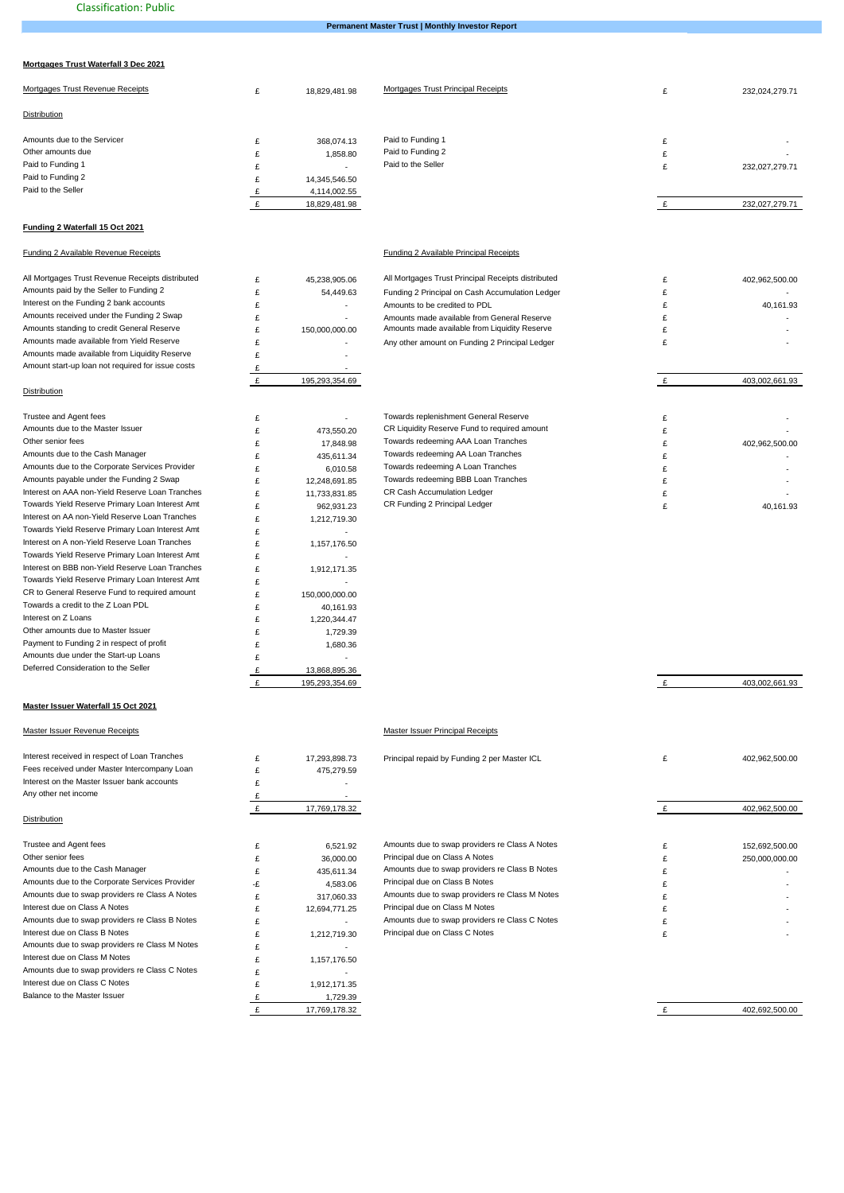## Mortgages Trust Waterfall 3 Dec 2021

| Mortgages Trust Revenue Receipts | £ | 18,829,481.98 | Mortgages Trust Principal Receipts | £ | 232,024,279.71 |
|---|---|---|---|---|---|
| **Distribution** | | | | | |
| Amounts due to the Servicer | £ | 368,074.13 | Paid to Funding 1 | £ | - |
| Other amounts due | £ | 1,858.80 | Paid to Funding 2 | £ | - |
| Paid to Funding 1 | £ | - | Paid to the Seller | £ | 232,027,279.71 |
| Paid to Funding 2 | £ | 14,345,546.50 | | | |
| Paid to the Seller | £ | 4,114,002.55 | | | |
| | £ | 18,829,481.98 | | £ | 232,027,279.71 |

## Funding 2 Waterfall 15 Oct 2021

| Funding 2 Available Revenue Receipts | | | Funding 2 Available Principal Receipts | | |
|---|---|---|---|---|---|
| All Mortgages Trust Revenue Receipts distributed | £ | 45,238,905.06 | All Mortgages Trust Principal Receipts distributed | £ | 402,962,500.00 |
| Amounts paid by the Seller to Funding 2 | £ | 54,449.63 | Funding 2 Principal on Cash Accumulation Ledger | £ | - |
| Interest on the Funding 2 bank accounts | £ | - | Amounts to be credited to PDL | £ | 40,161.93 |
| Amounts received under the Funding 2 Swap | £ | - | Amounts made available from General Reserve | £ | - |
| Amounts standing to credit General Reserve | £ | 150,000,000.00 | Amounts made available from Liquidity Reserve | £ | - |
| Amounts made available from Yield Reserve | £ | - | Any other amount on Funding 2 Principal Ledger | £ | - |
| Amounts made available from Liquidity Reserve | £ | - | | | |
| Amount start-up loan not required for issue costs | £ | - | | | |
| | £ | 195,293,354.69 | | £ | 403,002,661.93 |
| **Distribution** | | | | | |
| Trustee and Agent fees | £ | - | Towards replenishment General Reserve | £ | - |
| Amounts due to the Master Issuer | £ | 473,550.20 | CR Liquidity Reserve Fund to required amount | £ | - |
| Other senior fees | £ | 17,848.98 | Towards redeeming AAA Loan Tranches | £ | 402,962,500.00 |
| Amounts due to the Cash Manager | £ | 435,611.34 | Towards redeeming AA Loan Tranches | £ | - |
| Amounts due to the Corporate Services Provider | £ | 6,010.58 | Towards redeeming A Loan Tranches | £ | - |
| Amounts payable under the Funding 2 Swap | £ | 12,248,691.85 | Towards redeeming BBB Loan Tranches | £ | - |
| Interest on AAA non-Yield Reserve Loan Tranches | £ | 11,733,831.85 | CR Cash Accumulation Ledger | £ | - |
| Towards Yield Reserve Primary Loan Interest Amt | £ | 962,931.23 | CR Funding 2 Principal Ledger | £ | 40,161.93 |
| Interest on AA non-Yield Reserve Loan Tranches | £ | 1,212,719.30 | | | |
| Towards Yield Reserve Primary Loan Interest Amt | £ | - | | | |
| Interest on A non-Yield Reserve Loan Tranches | £ | 1,157,176.50 | | | |
| Towards Yield Reserve Primary Loan Interest Amt | £ | - | | | |
| Interest on BBB non-Yield Reserve Loan Tranches | £ | 1,912,171.35 | | | |
| Towards Yield Reserve Primary Loan Interest Amt | £ | - | | | |
| CR to General Reserve Fund to required amount | £ | 150,000,000.00 | | | |
| Towards a credit to the Z Loan PDL | £ | 40,161.93 | | | |
| Interest on Z Loans | £ | 1,220,344.47 | | | |
| Other amounts due to Master Issuer | £ | 1,729.39 | | | |
| Payment to Funding 2 in respect of profit | £ | 1,680.36 | | | |
| Amounts due under the Start-up Loans | £ | - | | | |
| Deferred Consideration to the Seller | £ | 13,868,895.36 | | | |
| | £ | 195,293,354.69 | | £ | 403,002,661.93 |

## Master Issuer Waterfall 15 Oct 2021

| Master Issuer Revenue Receipts | | | Master Issuer Principal Receipts | | |
|---|---|---|---|---|---|
| Interest received in respect of Loan Tranches | £ | 17,293,898.73 | Principal repaid by Funding 2 per Master ICL | £ | 402,962,500.00 |
| Fees received under Master Intercompany Loan | £ | 475,279.59 | | | |
| Interest on the Master Issuer bank accounts | £ | - | | | |
| Any other net income | £ | - | | | |
| | £ | 17,769,178.32 | | £ | 402,962,500.00 |
| **Distribution** | | | | | |
| Trustee and Agent fees | £ | 6,521.92 | Amounts due to swap providers re Class A Notes | £ | 152,692,500.00 |
| Other senior fees | £ | 36,000.00 | Principal due on Class A Notes | £ | 250,000,000.00 |
| Amounts due to the Cash Manager | £ | 435,611.34 | Amounts due to swap providers re Class B Notes | £ | - |
| Amounts due to the Corporate Services Provider | -£ | 4,583.06 | Principal due on Class B Notes | £ | - |
| Amounts due to swap providers re Class A Notes | £ | 317,060.33 | Amounts due to swap providers re Class M Notes | £ | - |
| Interest due on Class A Notes | £ | 12,694,771.25 | Principal due on Class M Notes | £ | - |
| Amounts due to swap providers re Class B Notes | £ | - | Amounts due to swap providers re Class C Notes | £ | - |
| Interest due on Class B Notes | £ | 1,212,719.30 | Principal due on Class C Notes | £ | - |
| Amounts due to swap providers re Class M Notes | £ | - | | | |
| Interest due on Class M Notes | £ | 1,157,176.50 | | | |
| Amounts due to swap providers re Class C Notes | £ | - | | | |
| Interest due on Class C Notes | £ | 1,912,171.35 | | | |
| Balance to the Master Issuer | £ | 1,729.39 | | | |
| | £ | 17,769,178.32 | | £ | 402,692,500.00 |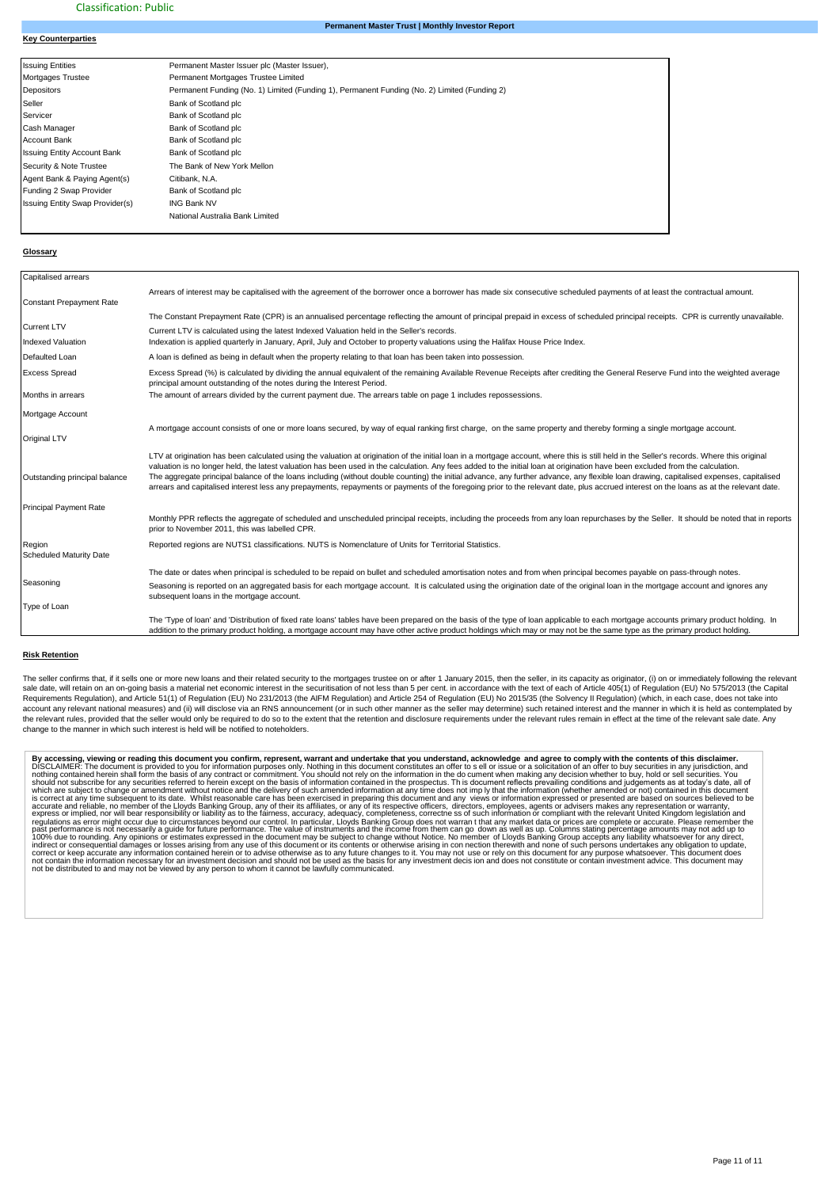Classification: Public

**Permanent Master Trust | Monthly Investor Report**

**Key Counterparties**

| | |
|---|---|
| Issuing Entities | Permanent Master Issuer plc (Master Issuer), |
| Mortgages Trustee | Permanent Mortgages Trustee Limited |
| Depositors | Permanent Funding (No. 1) Limited (Funding 1), Permanent Funding (No. 2) Limited (Funding 2) |
| Seller | Bank of Scotland plc |
| Servicer | Bank of Scotland plc |
| Cash Manager | Bank of Scotland plc |
| Account Bank | Bank of Scotland plc |
| Issuing Entity Account Bank | Bank of Scotland plc |
| Security & Note Trustee | The Bank of New York Mellon |
| Agent Bank & Paying Agent(s) | Citibank, N.A. |
| Funding 2 Swap Provider | Bank of Scotland plc |
| Issuing Entity Swap Provider(s) | ING Bank NV |
| | National Australia Bank Limited |

**Glossary**

| | |
|---|---|
| Capitalised arrears | Arrears of interest may be capitalised with the agreement of the borrower once a borrower has made six consecutive scheduled payments of at least the contractual amount. |
| Constant Prepayment Rate | The Constant Prepayment Rate (CPR) is an annualised percentage reflecting the amount of principal prepaid in excess of scheduled principal receipts. CPR is currently unavailable. |
| Current LTV | Current LTV is calculated using the latest Indexed Valuation held in the Seller's records. |
| Indexed Valuation | Indexation is applied quarterly in January, April, July and October to property valuations using the Halifax House Price Index. |
| Defaulted Loan | A loan is defined as being in default when the property relating to that loan has been taken into possession. |
| Excess Spread | Excess Spread (%) is calculated by dividing the annual equivalent of the remaining Available Revenue Receipts after crediting the General Reserve Fund into the weighted average principal amount outstanding of the notes during the Interest Period. |
| Months in arrears | The amount of arrears divided by the current payment due. The arrears table on page 1 includes repossessions. |
| Mortgage Account | A mortgage account consists of one or more loans secured, by way of equal ranking first charge, on the same property and thereby forming a single mortgage account. |
| Original LTV | LTV at origination has been calculated using the valuation at origination of the initial loan in a mortgage account, where this is still held in the Seller's records. Where this original valuation is no longer held, the latest valuation has been used in the calculation. Any fees added to the initial loan at origination have been excluded from the calculation. |
| Outstanding principal balance | The aggregate principal balance of the loans including (without double counting) the initial advance, any further advance, any flexible loan drawing, capitalised expenses, capitalised arrears and capitalised interest less any prepayments, repayments or payments of the foregoing prior to the relevant date, plus accrued interest on the loans as at the relevant date. |
| Principal Payment Rate | Monthly PPR reflects the aggregate of scheduled and unscheduled principal receipts, including the proceeds from any loan repurchases by the Seller. It should be noted that in reports prior to November 2011, this was labelled CPR. |
| Region | Reported regions are NUTS1 classifications. NUTS is Nomenclature of Units for Territorial Statistics. |
| Scheduled Maturity Date | The date or dates when principal is scheduled to be repaid on bullet and scheduled amortisation notes and from when principal becomes payable on pass-through notes. |
| Seasoning | Seasoning is reported on an aggregated basis for each mortgage account. It is calculated using the origination date of the original loan in the mortgage account and ignores any subsequent loans in the mortgage account. |
| Type of Loan | The 'Type of loan' and 'Distribution of fixed rate loans' tables have been prepared on the basis of the type of loan applicable to each mortgage accounts primary product holding. In addition to the primary product holding, a mortgage account may have other active product holdings which may or may not be the same type as the primary product holding. |

**Risk Retention**

The seller confirms that, if it sells one or more new loans and their related security to the mortgages trustee on or after 1 January 2015, then the seller, in its capacity as originator, (i) on or immediately following the relevant sale date, will retain on an on-going basis a material net economic interest in the securitisation of not less than 5 per cent. in accordance with the text of each of Article 405(1) of Regulation (EU) No 575/2013 (the Capital Requirements Regulation), and Article 51(1) of Regulation (EU) No 231/2013 (the AIFM Regulation) and Article 254 of Regulation (EU) No 2015/35 (the Solvency II Regulation) (which, in each case, does not take into account any relevant national measures) and (ii) will disclose via an RNS announcement (or in such other manner as the seller may determine) such retained interest and the manner in which it is held as contemplated by the relevant rules, provided that the seller would only be required to do so to the extent that the retention and disclosure requirements under the relevant rules remain in effect at the time of the relevant sale date. Any change to the manner in which such interest is held will be notified to noteholders.

**By accessing, viewing or reading this document you confirm, represent, warrant and undertake that you understand, acknowledge and agree to comply with the contents of this disclaimer.**
DISCLAIMER: The document is provided to you for information purposes only. Nothing in this document constitutes an offer to sell or issue or a solicitation of an offer to buy securities in any jurisdiction, and nothing contained herein shall form the basis of any contract or commitment. You should not rely on the information in the document when making any decision whether to buy, hold or sell securities. You should not subscribe for any securities referred to herein except on the basis of information contained in the prospectus. This document reflects prevailing conditions and judgements as at today's date, all of which are subject to change or amendment without notice and the delivery of such amended information at any time does not imply that the information (whether amended or not) contained in this document is correct at any time subsequent to its date. Whilst reasonable care has been exercised in preparing this document and any views or information expressed or presented are based on sources believed to be accurate and reliable, no member of the Lloyds Banking Group, any of their its affiliates, or any of its respective officers, directors, employees, agents or advisers makes any representation or warranty, express or implied, nor will bear responsibility or liability as to the fairness, accuracy, adequacy, completeness, correctness of such information or compliant with the relevant United Kingdom legislation and regulations as error might occur due to circumstances beyond our control. In particular, Lloyds Banking Group does not warrant that any market data or prices are complete or accurate. Please remember the past performance is not necessarily a guide for future performance. The value of instruments and the income from them can go down as well as up. Columns stating percentage amounts may not add up to 100% due to rounding. Any opinions or estimates expressed in the document may be subject to change without Notice. No member of Lloyds Banking Group accepts any liability whatsoever for any direct, indirect or consequential damages or losses arising from any use of this document or its contents or otherwise arising in connection therewith and none of such persons undertakes any obligation to update, correct or keep accurate any information contained herein or to advise otherwise as to any future changes to it. You may not use or rely on this document for any purpose whatsoever. This document does not contain the information necessary for an investment decision and should not be used as the basis for any investment decision and does not constitute or contain investment advice. This document may not be distributed to and may not be viewed by any person to whom it cannot be lawfully communicated.